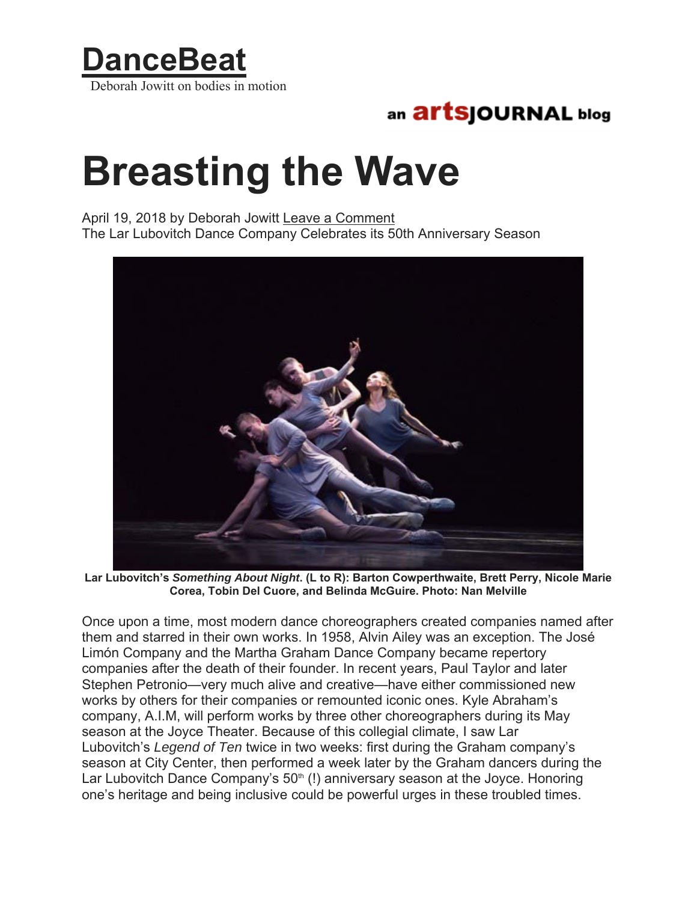# DanceBeat

Deborah Jowitt on bodies in motion

an artsJOURNAL blog

# Breasting the Wave

April 19, 2018 by Deborah Jowitt Leave a Comment

The Lar Lubovitch Dance Company Celebrates its 50th Anniversary Season

**Lar Lubovitch's *Something About Night*. (L to R): Barton Cowperthwaite, Brett Perry, Nicole Marie Corea, Tobin Del Cuore, and Belinda McGuire. Photo: Nan Melville**

Once upon a time, most modern dance choreographers created companies named after them and starred in their own works. In 1958, Alvin Ailey was an exception. The José Limón Company and the Martha Graham Dance Company became repertory companies after the death of their founder. In recent years, Paul Taylor and later Stephen Petronio—very much alive and creative—have either commissioned new works by others for their companies or remounted iconic ones. Kyle Abraham's company, A.I.M, will perform works by three other choreographers during its May season at the Joyce Theater. Because of this collegial climate, I saw Lar Lubovitch's *Legend of Ten* twice in two weeks: first during the Graham company's season at City Center, then performed a week later by the Graham dancers during the Lar Lubovitch Dance Company's 50th (!) anniversary season at the Joyce. Honoring one's heritage and being inclusive could be powerful urges in these troubled times.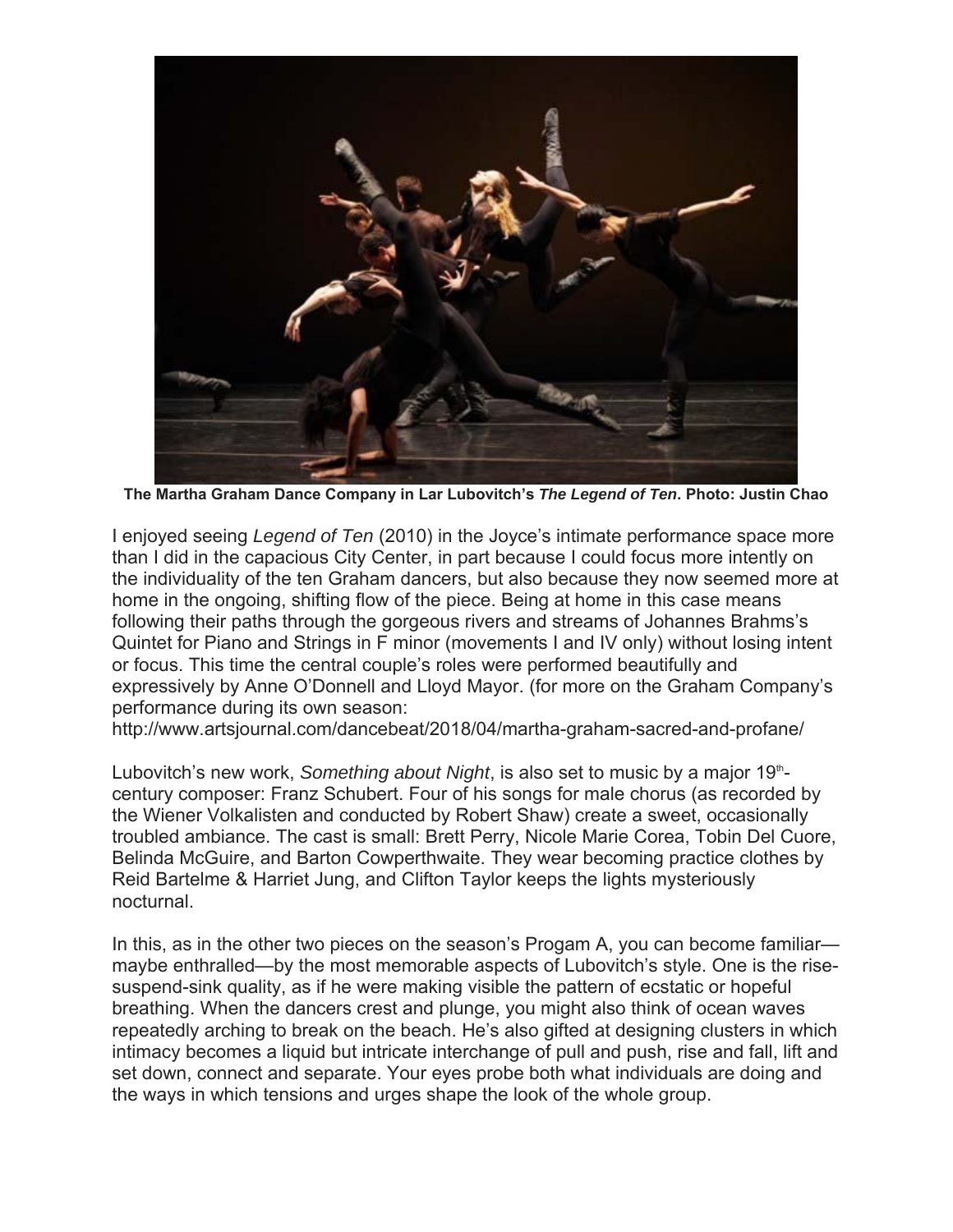**The Martha Graham Dance Company in Lar Lubovitch's *The Legend of Ten*. Photo: Justin Chao**

I enjoyed seeing *Legend of Ten* (2010) in the Joyce's intimate performance space more than I did in the capacious City Center, in part because I could focus more intently on the individuality of the ten Graham dancers, but also because they now seemed more at home in the ongoing, shifting flow of the piece. Being at home in this case means following their paths through the gorgeous rivers and streams of Johannes Brahms's Quintet for Piano and Strings in F minor (movements I and IV only) without losing intent or focus. This time the central couple's roles were performed beautifully and expressively by Anne O'Donnell and Lloyd Mayor. (for more on the Graham Company's performance during its own season: http://www.artsjournal.com/dancebeat/2018/04/martha-graham-sacred-and-profane/

Lubovitch's new work, *Something about Night*, is also set to music by a major 19th-century composer: Franz Schubert. Four of his songs for male chorus (as recorded by the Wiener Volkalisten and conducted by Robert Shaw) create a sweet, occasionally troubled ambiance. The cast is small: Brett Perry, Nicole Marie Corea, Tobin Del Cuore, Belinda McGuire, and Barton Cowperthwaite. They wear becoming practice clothes by Reid Bartelme & Harriet Jung, and Clifton Taylor keeps the lights mysteriously nocturnal.

In this, as in the other two pieces on the season's Progam A, you can become familiar—maybe enthralled—by the most memorable aspects of Lubovitch's style. One is the rise-suspend-sink quality, as if he were making visible the pattern of ecstatic or hopeful breathing. When the dancers crest and plunge, you might also think of ocean waves repeatedly arching to break on the beach. He's also gifted at designing clusters in which intimacy becomes a liquid but intricate interchange of pull and push, rise and fall, lift and set down, connect and separate. Your eyes probe both what individuals are doing and the ways in which tensions and urges shape the look of the whole group.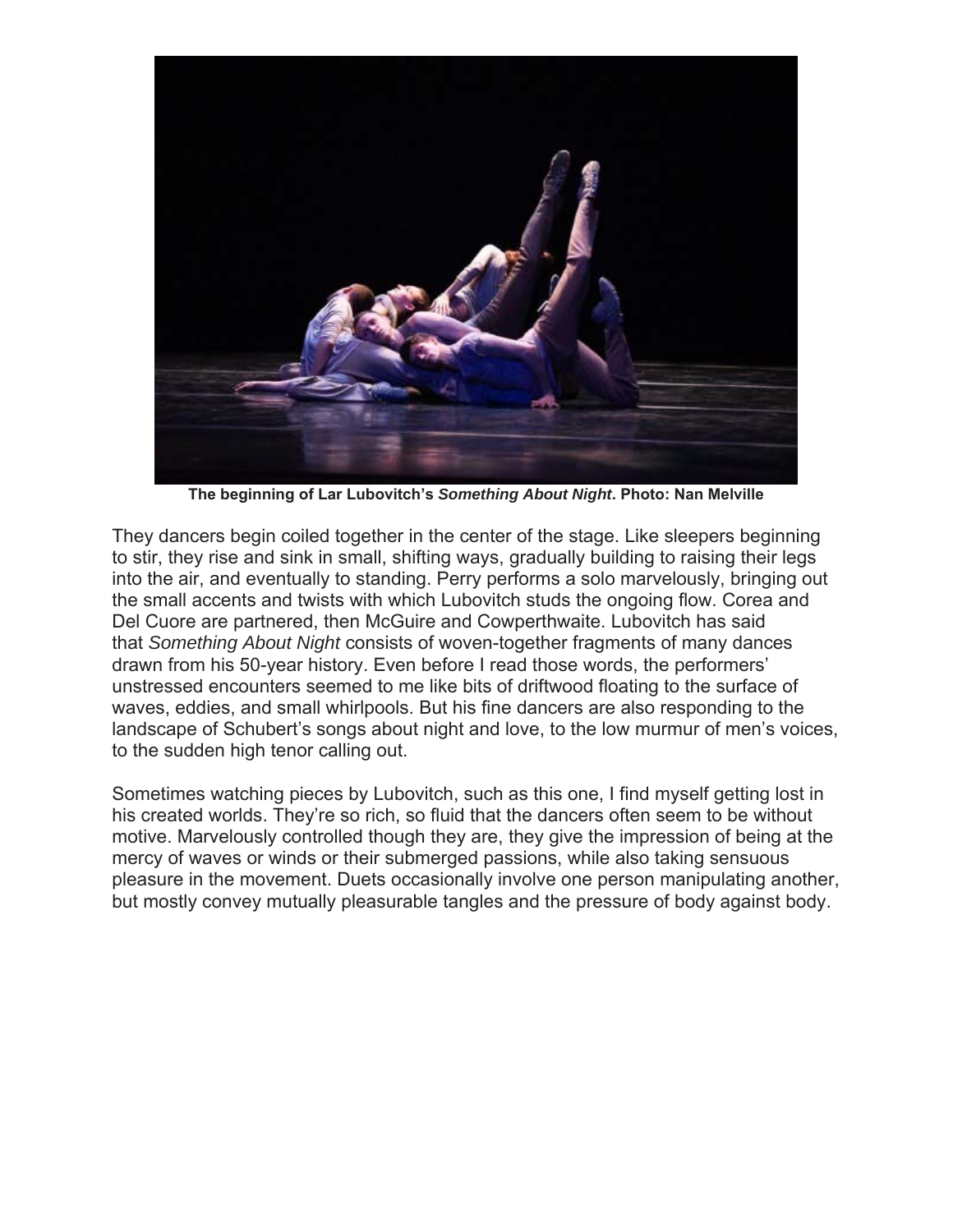**The beginning of Lar Lubovitch's *Something About Night*. Photo: Nan Melville**

They dancers begin coiled together in the center of the stage. Like sleepers beginning to stir, they rise and sink in small, shifting ways, gradually building to raising their legs into the air, and eventually to standing. Perry performs a solo marvelously, bringing out the small accents and twists with which Lubovitch studs the ongoing flow. Corea and Del Cuore are partnered, then McGuire and Cowperthwaite. Lubovitch has said that *Something About Night* consists of woven-together fragments of many dances drawn from his 50-year history. Even before I read those words, the performers' unstressed encounters seemed to me like bits of driftwood floating to the surface of waves, eddies, and small whirlpools. But his fine dancers are also responding to the landscape of Schubert's songs about night and love, to the low murmur of men's voices, to the sudden high tenor calling out.

Sometimes watching pieces by Lubovitch, such as this one, I find myself getting lost in his created worlds. They're so rich, so fluid that the dancers often seem to be without motive. Marvelously controlled though they are, they give the impression of being at the mercy of waves or winds or their submerged passions, while also taking sensuous pleasure in the movement. Duets occasionally involve one person manipulating another, but mostly convey mutually pleasurable tangles and the pressure of body against body.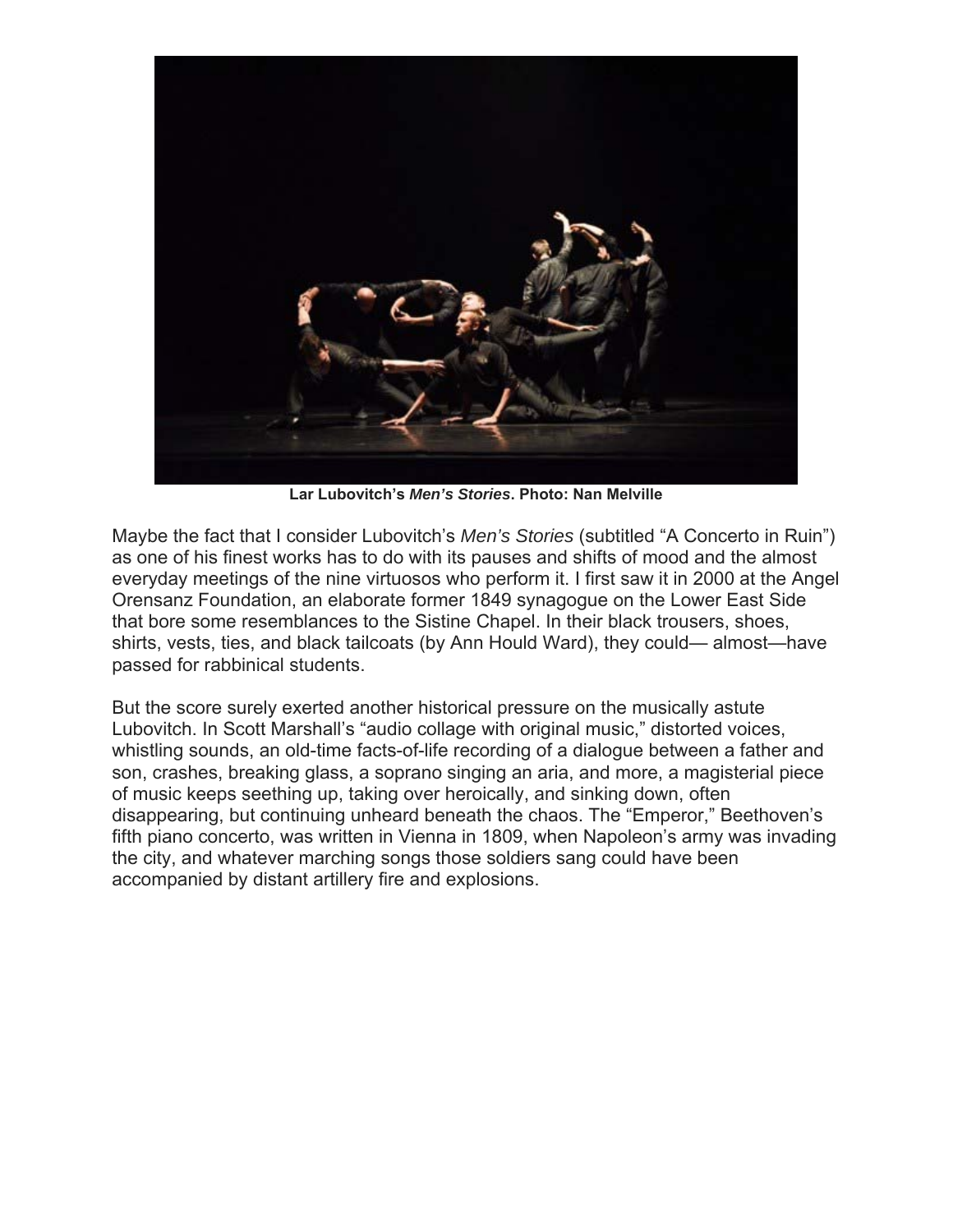**Lar Lubovitch's *Men's Stories*. Photo: Nan Melville**

Maybe the fact that I consider Lubovitch's *Men's Stories* (subtitled "A Concerto in Ruin") as one of his finest works has to do with its pauses and shifts of mood and the almost everyday meetings of the nine virtuosos who perform it. I first saw it in 2000 at the Angel Orensanz Foundation, an elaborate former 1849 synagogue on the Lower East Side that bore some resemblances to the Sistine Chapel. In their black trousers, shoes, shirts, vests, ties, and black tailcoats (by Ann Hould Ward), they could— almost—have passed for rabbinical students.

But the score surely exerted another historical pressure on the musically astute Lubovitch. In Scott Marshall's "audio collage with original music," distorted voices, whistling sounds, an old-time facts-of-life recording of a dialogue between a father and son, crashes, breaking glass, a soprano singing an aria, and more, a magisterial piece of music keeps seething up, taking over heroically, and sinking down, often disappearing, but continuing unheard beneath the chaos. The "Emperor," Beethoven's fifth piano concerto, was written in Vienna in 1809, when Napoleon's army was invading the city, and whatever marching songs those soldiers sang could have been accompanied by distant artillery fire and explosions.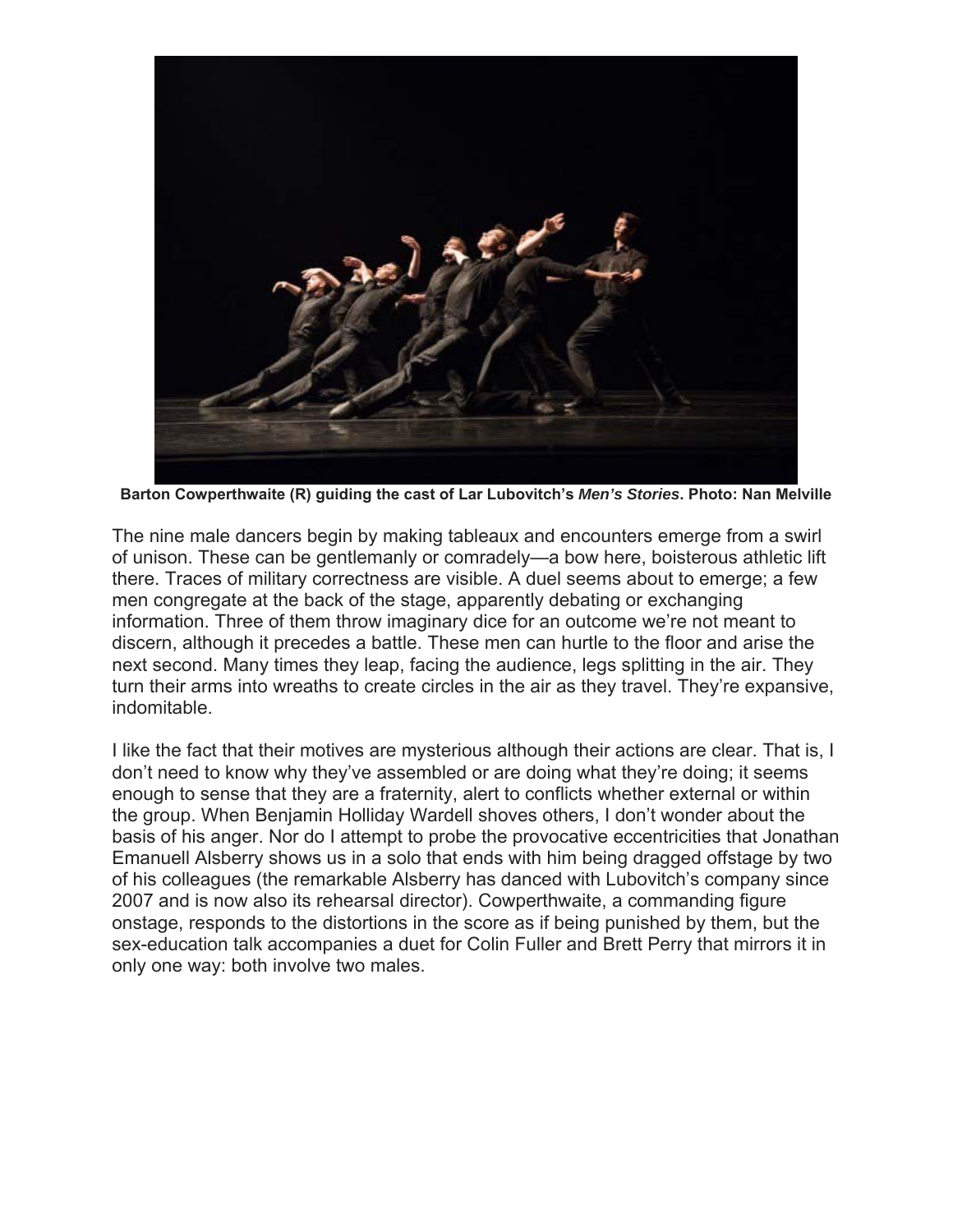**Barton Cowperthwaite (R) guiding the cast of Lar Lubovitch's *Men's Stories*. Photo: Nan Melville**

The nine male dancers begin by making tableaux and encounters emerge from a swirl of unison. These can be gentlemanly or comradely—a bow here, boisterous athletic lift there. Traces of military correctness are visible. A duel seems about to emerge; a few men congregate at the back of the stage, apparently debating or exchanging information. Three of them throw imaginary dice for an outcome we're not meant to discern, although it precedes a battle. These men can hurtle to the floor and arise the next second. Many times they leap, facing the audience, legs splitting in the air. They turn their arms into wreaths to create circles in the air as they travel. They're expansive, indomitable.

I like the fact that their motives are mysterious although their actions are clear. That is, I don't need to know why they've assembled or are doing what they're doing; it seems enough to sense that they are a fraternity, alert to conflicts whether external or within the group. When Benjamin Holliday Wardell shoves others, I don't wonder about the basis of his anger. Nor do I attempt to probe the provocative eccentricities that Jonathan Emanuell Alsberry shows us in a solo that ends with him being dragged offstage by two of his colleagues (the remarkable Alsberry has danced with Lubovitch's company since 2007 and is now also its rehearsal director). Cowperthwaite, a commanding figure onstage, responds to the distortions in the score as if being punished by them, but the sex-education talk accompanies a duet for Colin Fuller and Brett Perry that mirrors it in only one way: both involve two males.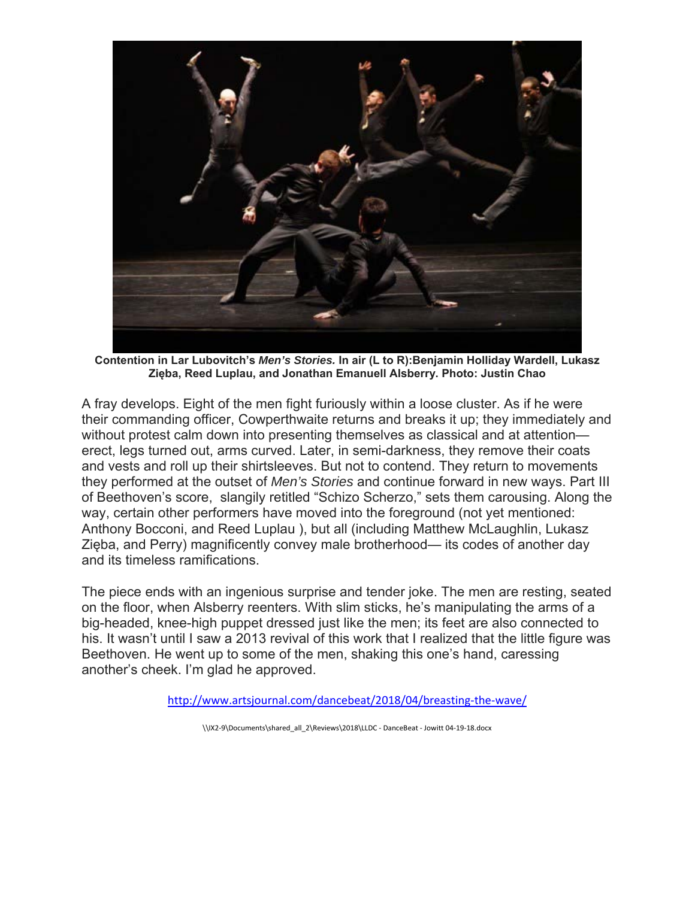**Contention in Lar Lubovitch's *Men's Stories*. In air (L to R):Benjamin Holliday Wardell, Lukasz Zięba, Reed Luplau, and Jonathan Emanuell Alsberry. Photo: Justin Chao**

A fray develops. Eight of the men fight furiously within a loose cluster. As if he were their commanding officer, Cowperthwaite returns and breaks it up; they immediately and without protest calm down into presenting themselves as classical and at attention— erect, legs turned out, arms curved. Later, in semi-darkness, they remove their coats and vests and roll up their shirtsleeves. But not to contend. They return to movements they performed at the outset of *Men's Stories* and continue forward in new ways. Part III of Beethoven's score, slangily retitled "Schizo Scherzo," sets them carousing. Along the way, certain other performers have moved into the foreground (not yet mentioned: Anthony Bocconi, and Reed Luplau ), but all (including Matthew McLaughlin, Lukasz Zięba, and Perry) magnificently convey male brotherhood— its codes of another day and its timeless ramifications.

The piece ends with an ingenious surprise and tender joke. The men are resting, seated on the floor, when Alsberry reenters. With slim sticks, he's manipulating the arms of a big-headed, knee-high puppet dressed just like the men; its feet are also connected to his. It wasn't until I saw a 2013 revival of this work that I realized that the little figure was Beethoven. He went up to some of the men, shaking this one's hand, caressing another's cheek. I'm glad he approved.

http://www.artsjournal.com/dancebeat/2018/04/breasting-the-wave/

\\IX2-9\Documents\shared_all_2\Reviews\2018\LLDC - DanceBeat - Jowitt 04-19-18.docx